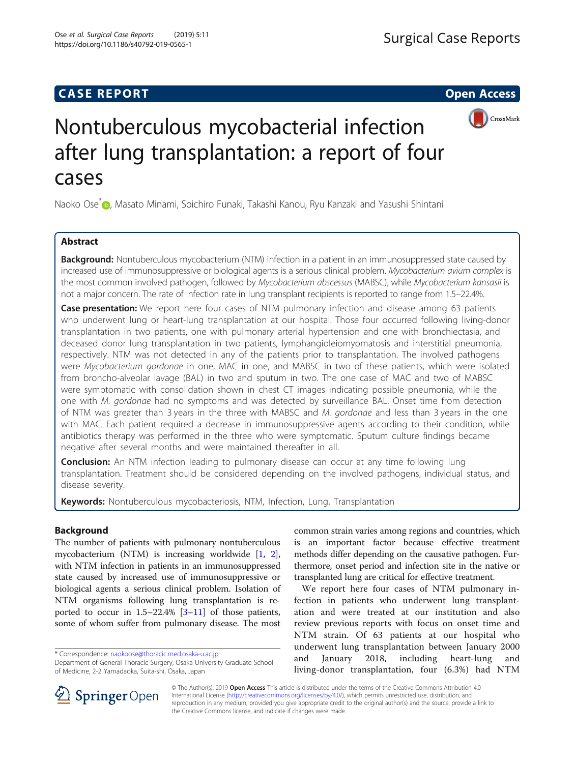CASE REPORT

Open Access

# Nontuberculous mycobacterial infection after lung transplantation: a report of four cases

Naoko Ose*, Masato Minami, Soichiro Funaki, Takashi Kanou, Ryu Kanzaki and Yasushi Shintani

## Abstract

**Background:** Nontuberculous mycobacterium (NTM) infection in a patient in an immunosuppressed state caused by increased use of immunosuppressive or biological agents is a serious clinical problem. *Mycobacterium avium complex* is the most common involved pathogen, followed by *Mycobacterium abscessus* (MABSC), while *Mycobacterium kansasii* is not a major concern. The rate of infection rate in lung transplant recipients is reported to range from 1.5–22.4%.

**Case presentation:** We report here four cases of NTM pulmonary infection and disease among 63 patients who underwent lung or heart-lung transplantation at our hospital. Those four occurred following living-donor transplantation in two patients, one with pulmonary arterial hypertension and one with bronchiectasia, and deceased donor lung transplantation in two patients, lymphangioleiomyomatosis and interstitial pneumonia, respectively. NTM was not detected in any of the patients prior to transplantation. The involved pathogens were *Mycobacterium gordonae* in one, MAC in one, and MABSC in two of these patients, which were isolated from broncho-alveolar lavage (BAL) in two and sputum in two. The one case of MAC and two of MABSC were symptomatic with consolidation shown in chest CT images indicating possible pneumonia, while the one with *M. gordonae* had no symptoms and was detected by surveillance BAL. Onset time from detection of NTM was greater than 3 years in the three with MABSC and *M. gordonae* and less than 3 years in the one with MAC. Each patient required a decrease in immunosuppressive agents according to their condition, while antibiotics therapy was performed in the three who were symptomatic. Sputum culture findings became negative after several months and were maintained thereafter in all.

**Conclusion:** An NTM infection leading to pulmonary disease can occur at any time following lung transplantation. Treatment should be considered depending on the involved pathogens, individual status, and disease severity.

**Keywords:** Nontuberculous mycobacteriosis, NTM, Infection, Lung, Transplantation

## Background

The number of patients with pulmonary nontuberculous mycobacterium (NTM) is increasing worldwide [1, 2], with NTM infection in patients in an immunosuppressed state caused by increased use of immunosuppressive or biological agents a serious clinical problem. Isolation of NTM organisms following lung transplantation is reported to occur in 1.5–22.4% [3–11] of those patients, some of whom suffer from pulmonary disease. The most common strain varies among regions and countries, which is an important factor because effective treatment methods differ depending on the causative pathogen. Furthermore, onset period and infection site in the native or transplanted lung are critical for effective treatment.

We report here four cases of NTM pulmonary infection in patients who underwent lung transplantation and were treated at our institution and also review previous reports with focus on onset time and NTM strain. Of 63 patients at our hospital who underwent lung transplantation between January 2000 and January 2018, including heart-lung and living-donor transplantation, four (6.3%) had NTM

* Correspondence: naokoose@thoracic.med.osaka-u.ac.jp
Department of General Thoracic Surgery, Osaka University Graduate School of Medicine, 2-2 Yamadaoka, Suita-shi, Osaka, Japan

© The Author(s). 2019 **Open Access** This article is distributed under the terms of the Creative Commons Attribution 4.0 International License (http://creativecommons.org/licenses/by/4.0/), which permits unrestricted use, distribution, and reproduction in any medium, provided you give appropriate credit to the original author(s) and the source, provide a link to the Creative Commons license, and indicate if changes were made.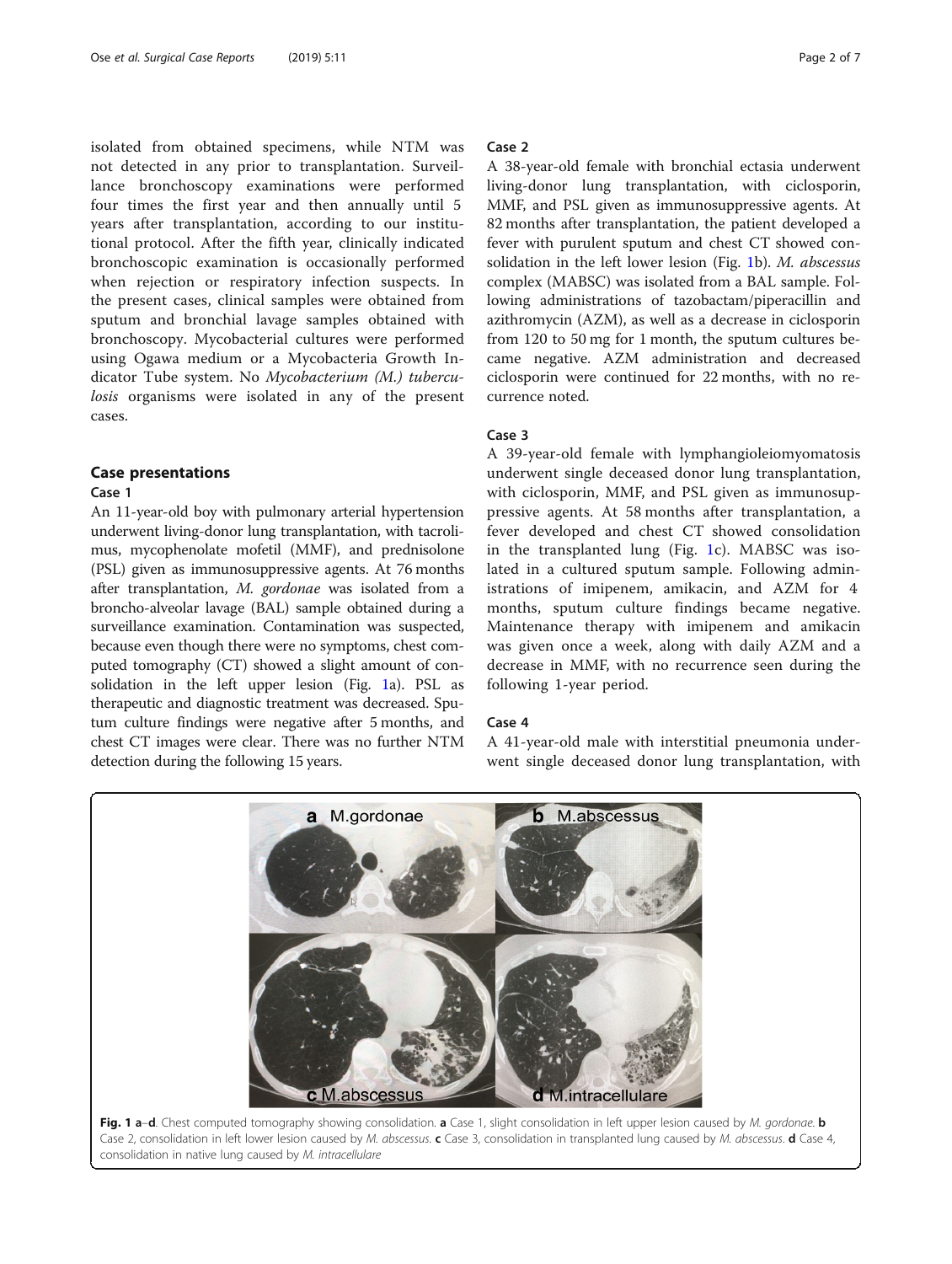isolated from obtained specimens, while NTM was not detected in any prior to transplantation. Surveillance bronchoscopy examinations were performed four times the first year and then annually until 5 years after transplantation, according to our institutional protocol. After the fifth year, clinically indicated bronchoscopic examination is occasionally performed when rejection or respiratory infection suspects. In the present cases, clinical samples were obtained from sputum and bronchial lavage samples obtained with bronchoscopy. Mycobacterial cultures were performed using Ogawa medium or a Mycobacteria Growth Indicator Tube system. No *Mycobacterium (M.) tuberculosis* organisms were isolated in any of the present cases.

## Case presentations

### Case 1

An 11-year-old boy with pulmonary arterial hypertension underwent living-donor lung transplantation, with tacrolimus, mycophenolate mofetil (MMF), and prednisolone (PSL) given as immunosuppressive agents. At 76 months after transplantation, *M. gordonae* was isolated from a broncho-alveolar lavage (BAL) sample obtained during a surveillance examination. Contamination was suspected, because even though there were no symptoms, chest computed tomography (CT) showed a slight amount of consolidation in the left upper lesion (Fig. 1a). PSL as therapeutic and diagnostic treatment was decreased. Sputum culture findings were negative after 5 months, and chest CT images were clear. There was no further NTM detection during the following 15 years.

### Case 2

A 38-year-old female with bronchial ectasia underwent living-donor lung transplantation, with ciclosporin, MMF, and PSL given as immunosuppressive agents. At 82 months after transplantation, the patient developed a fever with purulent sputum and chest CT showed consolidation in the left lower lesion (Fig. 1b). *M. abscessus* complex (MABSC) was isolated from a BAL sample. Following administrations of tazobactam/piperacillin and azithromycin (AZM), as well as a decrease in ciclosporin from 120 to 50 mg for 1 month, the sputum cultures became negative. AZM administration and decreased ciclosporin were continued for 22 months, with no recurrence noted.

### Case 3

A 39-year-old female with lymphangioleiomyomatosis underwent single deceased donor lung transplantation, with ciclosporin, MMF, and PSL given as immunosuppressive agents. At 58 months after transplantation, a fever developed and chest CT showed consolidation in the transplanted lung (Fig. 1c). MABSC was isolated in a cultured sputum sample. Following administrations of imipenem, amikacin, and AZM for 4 months, sputum culture findings became negative. Maintenance therapy with imipenem and amikacin was given once a week, along with daily AZM and a decrease in MMF, with no recurrence seen during the following 1-year period.

### Case 4

A 41-year-old male with interstitial pneumonia underwent single deceased donor lung transplantation, with

**Fig. 1 a**–**d**. Chest computed tomography showing consolidation. **a** Case 1, slight consolidation in left upper lesion caused by *M. gordonae*. **b** Case 2, consolidation in left lower lesion caused by *M. abscessus*. **c** Case 3, consolidation in transplanted lung caused by *M. abscessus*. **d** Case 4, consolidation in native lung caused by *M. intracellulare*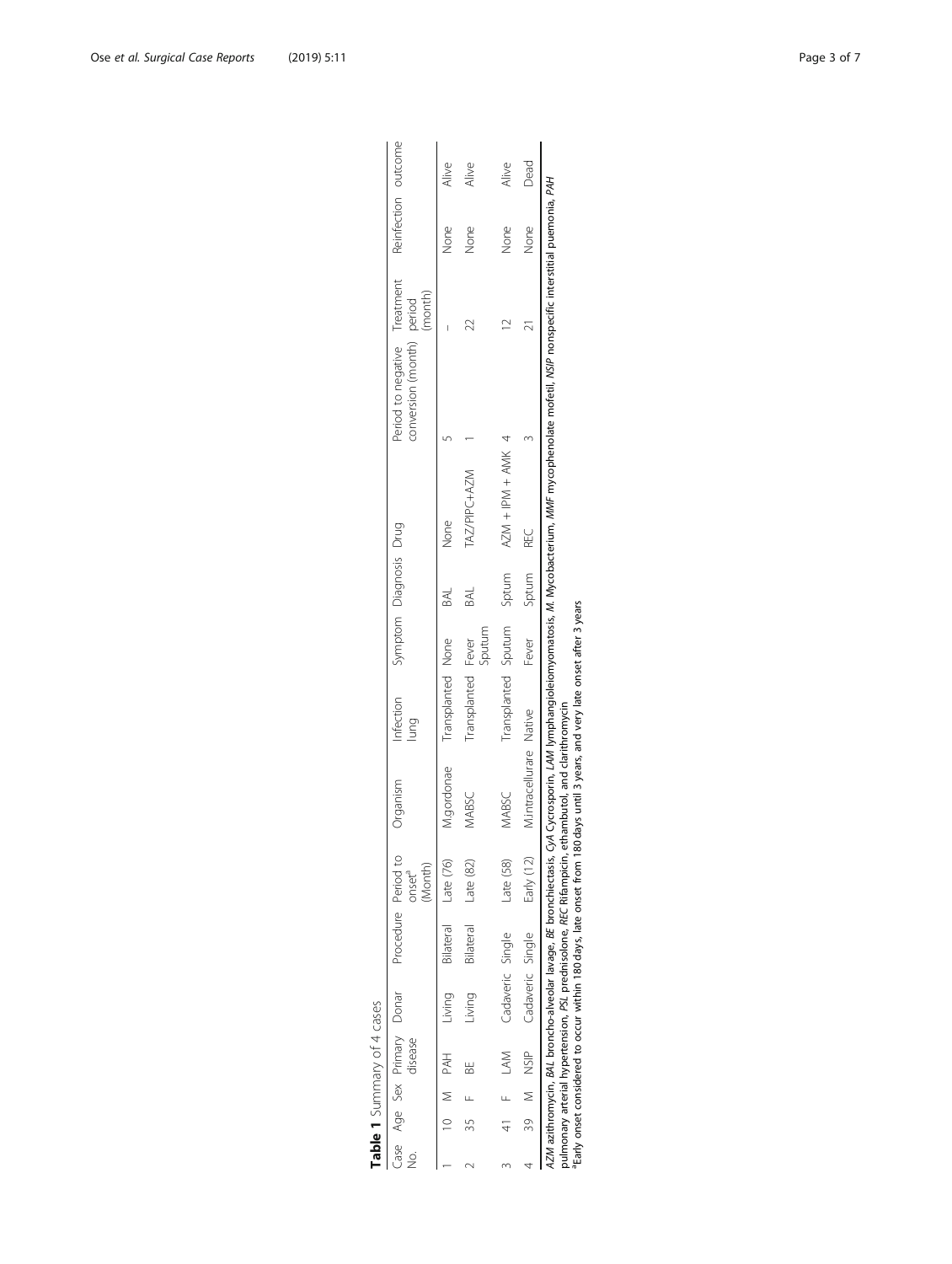**Table 1** Summary of 4 cases

| Case No. | Age | Sex | Primary disease | Donar | Procedure | Period to onset[a] (Month) | Organism | Infection lung | Symptom | Diagnosis | Drug | Period to negative conversion (month) | Treatment period (month) | Reinfection | outcome |
|---|---|---|---|---|---|---|---|---|---|---|---|---|---|---|---|
| 1 | 10 | M | PAH | Living | Bilateral | Late (76) | M.gordonae | Transplanted | None | BAL | None | 5 | – | None | Alive |
| 2 | 35 | F | BE | Living | Bilateral | Late (82) | MABSC | Transplanted | Fever Sputum | BAL | TAZ/PIPC+AZM | 1 | 22 | None | Alive |
| 3 | 41 | F | LAM | Cadaveric | Single | Late (58) | MABSC | Transplanted | Sputum | Sptum | AZM + IPM + AMK | 4 | 12 | None | Alive |
| 4 | 39 | M | NSIP | Cadaveric | Single | Early (12) | M.intracellurare | Native | Fever | Sptum | REC | 3 | 21 | None | Dead |

*AZM* azithromycin, *BAL* broncho-alveolar lavage, *BE* bronchiectasis, *CyA* Cycrosporin, *LAM* lymphangioleiomyomatosis, *M.* Mycobacterium, *MMF* mycophenolate mofetil, *NSIP* nonspecific interstitial puemonia, *PAH* pulmonary arterial hypertension, *PSL* prednisolone, *REC* Rifampicin, ethambutol, and clarithromycin

[a]Early onset considered to occur within 180 days, late onset from 180 days until 3 years, and very late onset after 3 years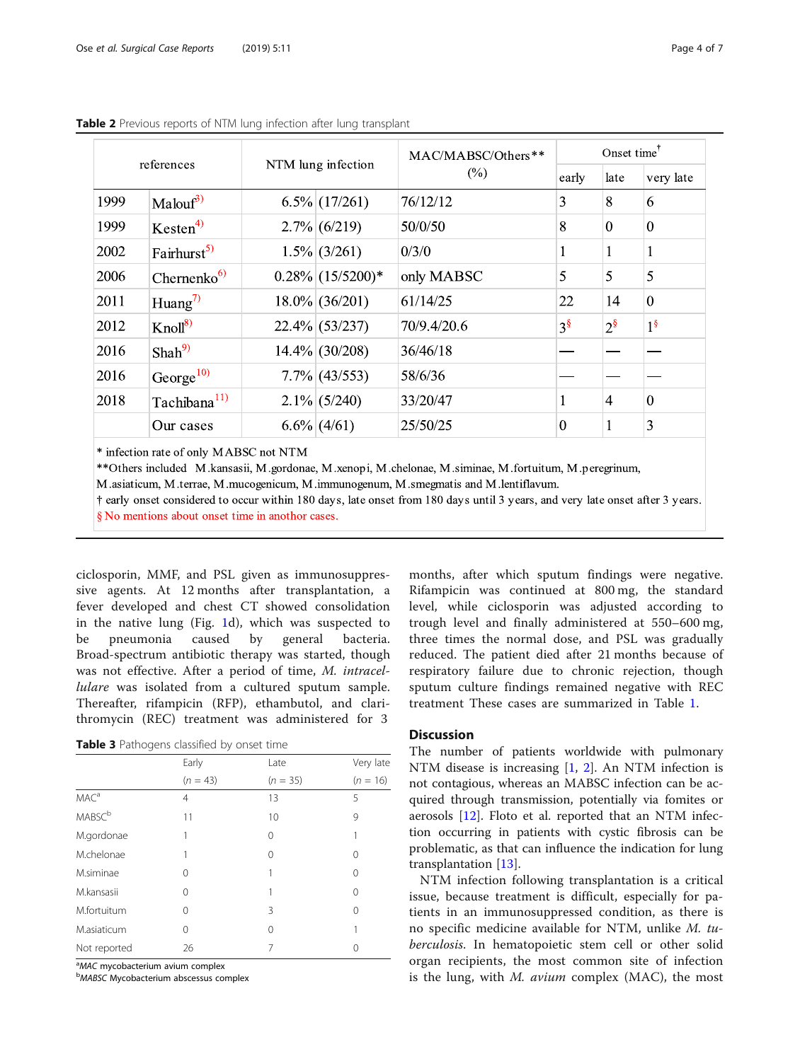**Table 2** Previous reports of NTM lung infection after lung transplant

| references | | NTM lung infection | | MAC/MABSC/Others** (%) | Onset time† | | |
|---|---|---|---|---|---|---|---|
| | | | | | early | late | very late |
| 1999 | Malouf[3)] | 6.5% | (17/261) | 76/12/12 | 3 | 8 | 6 |
| 1999 | Kesten[4)] | 2.7% | (6/219) | 50/0/50 | 8 | 0 | 0 |
| 2002 | Fairhurst[5)] | 1.5% | (3/261) | 0/3/0 | 1 | 1 | 1 |
| 2006 | Chernenko[6)] | 0.28% | (15/5200)* | only MABSC | 5 | 5 | 5 |
| 2011 | Huang[7)] | 18.0% | (36/201) | 61/14/25 | 22 | 14 | 0 |
| 2012 | Knoll[8)] | 22.4% | (53/237) | 70/9.4/20.6 | 3[§] | 2[§] | 1[§] |
| 2016 | Shah[9)] | 14.4% | (30/208) | 36/46/18 | — | — | — |
| 2016 | George[10)] | 7.7% | (43/553) | 58/6/36 | — | — | — |
| 2018 | Tachibana[11)] | 2.1% | (5/240) | 33/20/47 | 1 | 4 | 0 |
| | Our cases | 6.6% | (4/61) | 25/50/25 | 0 | 1 | 3 |

\* infection rate of only MABSC not NTM
**Others included M.kansasii, M.gordonae, M.xenopi, M.chelonae, M.siminae, M.fortuitum, M.peregrinum, M.asiaticum, M.terrae, M.mucogenicum, M.immunogenum, M.smegmatis and M.lentiflavum.
† early onset considered to occur within 180 days, late onset from 180 days until 3 years, and very late onset after 3 years.
§ No mentions about onset time in another cases.

ciclosporin, MMF, and PSL given as immunosuppressive agents. At 12 months after transplantation, a fever developed and chest CT showed consolidation in the native lung (Fig. 1d), which was suspected to be pneumonia caused by general bacteria. Broad-spectrum antibiotic therapy was started, though was not effective. After a period of time, *M. intracellulare* was isolated from a cultured sputum sample. Thereafter, rifampicin (RFP), ethambutol, and clarithromycin (REC) treatment was administered for 3 months, after which sputum findings were negative. Rifampicin was continued at 800 mg, the standard level, while ciclosporin was adjusted according to trough level and finally administered at 550–600 mg, three times the normal dose, and PSL was gradually reduced. The patient died after 21 months because of respiratory failure due to chronic rejection, though sputum culture findings remained negative with REC treatment These cases are summarized in Table 1.

**Table 3** Pathogens classified by onset time

| | Early ($n$ = 43) | Late ($n$ = 35) | Very late ($n$ = 16) |
|---|---|---|---|
| MAC[a] | 4 | 13 | 5 |
| MABSC[b] | 11 | 10 | 9 |
| M.gordonae | 1 | 0 | 1 |
| M.chelonae | 1 | 0 | 0 |
| M.siminae | 0 | 1 | 0 |
| M.kansasii | 0 | 1 | 0 |
| M.fortuitum | 0 | 3 | 0 |
| M.asiaticum | 0 | 0 | 1 |
| Not reported | 26 | 7 | 0 |

[a]*MAC* mycobacterium avium complex
[b]*MABSC* Mycobacterium abscessus complex

## Discussion

The number of patients worldwide with pulmonary NTM disease is increasing [1, 2]. An NTM infection is not contagious, whereas an MABSC infection can be acquired through transmission, potentially via fomites or aerosols [12]. Floto et al. reported that an NTM infection occurring in patients with cystic fibrosis can be problematic, as that can influence the indication for lung transplantation [13].

NTM infection following transplantation is a critical issue, because treatment is difficult, especially for patients in an immunosuppressed condition, as there is no specific medicine available for NTM, unlike *M. tuberculosis*. In hematopoietic stem cell or other solid organ recipients, the most common site of infection is the lung, with *M. avium* complex (MAC), the most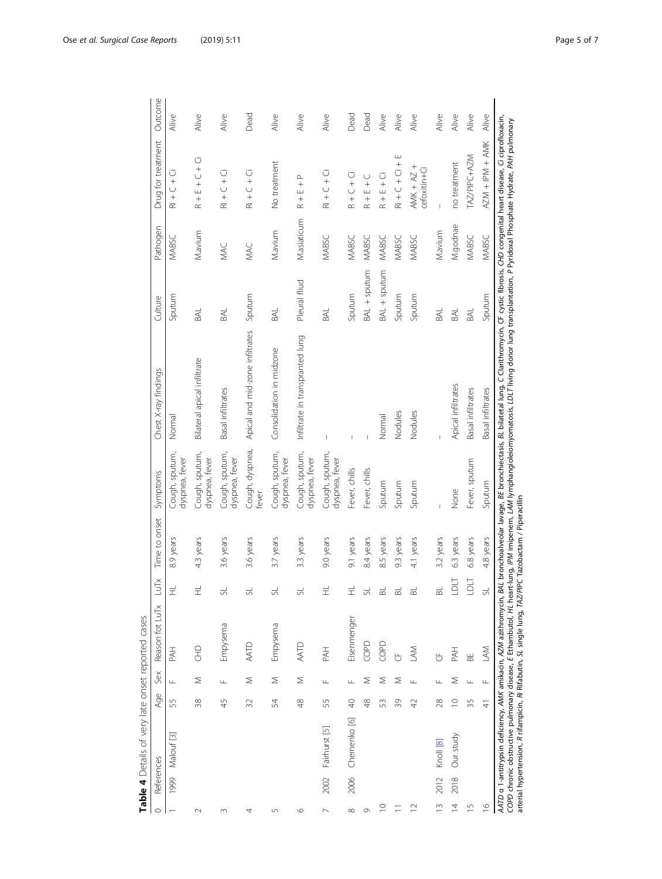**Table 4** Details of very late onset reported cases

| ○ | References | | Age | Sex | Reason fot LuTx | LuTx | Time to onset | Symptoms | Chest X-ray findings | Culture | Pathogen | Drug for treatment | Outcome |
|---|---|---|---|---|---|---|---|---|---|---|---|---|---|
| 1 | 1999 | Malouf [3] | 55 | F | PAH | HL | 8.9 years | Cough, sputum, dyspnea, fever | Normal | Sputum | MABSC | Ri + C + Ci | Alive |
| 2 | | | 38 | M | CHD | HL | 4.3 years | Cough, sputum, dyspnea, fever | Bilateral apical infiltrate | BAL | M.avium | R + E + C + Ci | Alive |
| 3 | | | 45 | F | Empysema | SL | 3.6 years | Cough, sputum, dyspnea, fever | Basal infiltrates | BAL | MAC | Ri + C + Ci | Alive |
| 4 | | | 32 | M | AATD | SL | 3.6 years | Cough, dyspnea, fever | Apical and mid-zone infiltrates | Sputum | MAC | Ri + C + Ci | Dead |
| 5 | | | 54 | M | Empysema | SL | 3.7 years | Cough, sputum, dyspnea, fever | Consolidation in midzone | BAL | M.avium | No treatment | Alive |
| 6 | | | 48 | M | AATD | SL | 3.3 years | Cough, sputum, dyspnea, fever | Infiltrate in transpranted lung | Pleural fliud | M.asiaticum | R + E + P | Alive |
| 7 | 2002 | Fairhurst [5] | 55 | F | PAH | HL | 9.0 years | Cough, sputum, dyspnea, fever | – | BAL | MABSC | Ri + C + Ci | Alive |
| 8 | 2006 | Chernenko [6] | 40 | F | Eisenmenger | HL | 9.1 years | Fever, chills | – | Sputum | MABSC | R + C + Ci | Dead |
| 9 | | | 48 | M | COPD | SL | 8.4 years | Fever, chills | – | BAL + sputum | MABSC | R + E + C | Dead |
| 10 | | | 53 | M | COPD | BL | 8.5 years | Sputum | Normal | BAL + sputum | MABSC | R + E + Ci | Alive |
| 11 | | | 39 | M | CF | BL | 9.3 years | Sputum | Nodules | Sputum | MABSC | Ri + C + Ci + E | Alive |
| 12 | | | 42 | F | LAM | BL | 4.1 years | Sputum | Nodules | Sputum | MABSC | AMK + AZ + cefoxitin+Ci | Alive |
| 13 | 2012 | Knoll [8] | 28 | F | CF | BL | 3.2 years | – | – | BAL | M.avium | – | Alive |
| 14 | 2018 | Our study | 10 | M | PAH | LDLT | 6.3 years | None | Apical infiltrates | BAL | M.godnae | no treatment | Alive |
| 15 | | | 35 | F | BE | LDLT | 6.8 years | Fever, sputum | Basal infiltrates | BAL | MABSC | TAZ/PIPC+AZM | Alive |
| 16 | | | 41 | F | LAM | SL | 4.8 years | Sputum | Basal infiltrates | Sputum | MABSC | AZM + IPM + AMK | Alive |

*AATD* α 1-antitrypsin deficiency, *AMK* amikacin, *AZM* azithromycin, *BAL* bronchoalveolar lavage, *BE* bronchiectasis, *BL* bilateral lung, *C* Clarithromycin, *CF* cystic fibrosis, *CHD* congenital heart disease, *Ci* ciprofloxacin, *COPD* chronic obstructive pulmonary disease, *E* Ethambutol, *HL* heart-lung, *IPM* imipenem, *LAM* lymphangioleiomyomatosis, *LDLT* living donor lung transplantation, *P* Pyridoxal Phosphate Hydrate, *PAH* pulmonary arterial hypertension, *R* rifampicin, *Ri* Rifabutin, *SL* single lung, *TAZ/PIPC* Tazobactam / Piperacillin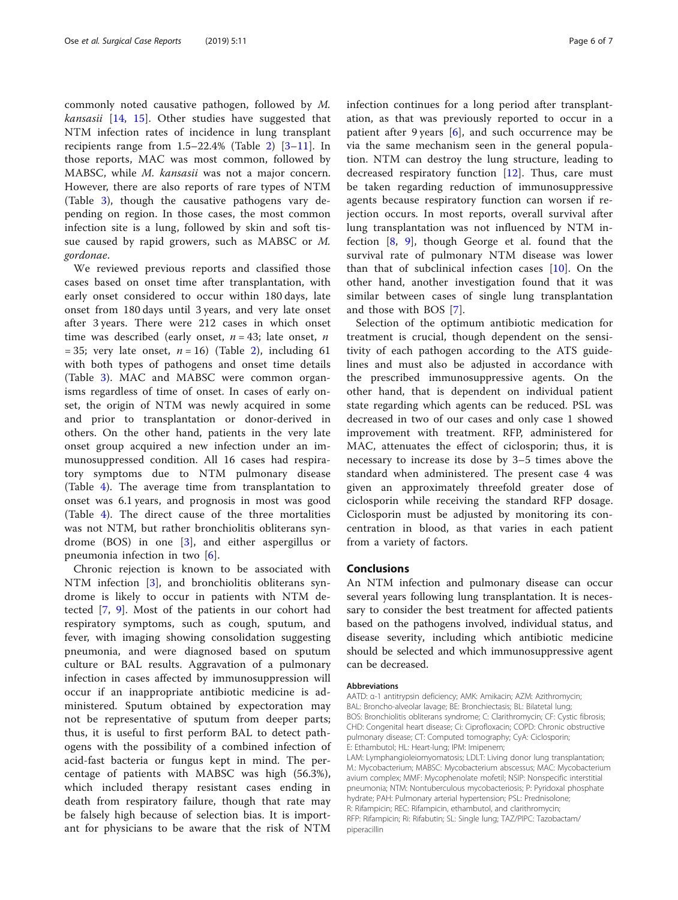commonly noted causative pathogen, followed by *M. kansasii* [14, 15]. Other studies have suggested that NTM infection rates of incidence in lung transplant recipients range from 1.5–22.4% (Table 2) [3–11]. In those reports, MAC was most common, followed by MABSC, while *M. kansasii* was not a major concern. However, there are also reports of rare types of NTM (Table 3), though the causative pathogens vary depending on region. In those cases, the most common infection site is a lung, followed by skin and soft tissue caused by rapid growers, such as MABSC or *M. gordonae*.

We reviewed previous reports and classified those cases based on onset time after transplantation, with early onset considered to occur within 180 days, late onset from 180 days until 3 years, and very late onset after 3 years. There were 212 cases in which onset time was described (early onset, $n = 43$; late onset, $n = 35$; very late onset, $n = 16$) (Table 2), including 61 with both types of pathogens and onset time details (Table 3). MAC and MABSC were common organisms regardless of time of onset. In cases of early onset, the origin of NTM was newly acquired in some and prior to transplantation or donor-derived in others. On the other hand, patients in the very late onset group acquired a new infection under an immunosuppressed condition. All 16 cases had respiratory symptoms due to NTM pulmonary disease (Table 4). The average time from transplantation to onset was 6.1 years, and prognosis in most was good (Table 4). The direct cause of the three mortalities was not NTM, but rather bronchiolitis obliterans syndrome (BOS) in one [3], and either aspergillus or pneumonia infection in two [6].

Chronic rejection is known to be associated with NTM infection [3], and bronchiolitis obliterans syndrome is likely to occur in patients with NTM detected [7, 9]. Most of the patients in our cohort had respiratory symptoms, such as cough, sputum, and fever, with imaging showing consolidation suggesting pneumonia, and were diagnosed based on sputum culture or BAL results. Aggravation of a pulmonary infection in cases affected by immunosuppression will occur if an inappropriate antibiotic medicine is administered. Sputum obtained by expectoration may not be representative of sputum from deeper parts; thus, it is useful to first perform BAL to detect pathogens with the possibility of a combined infection of acid-fast bacteria or fungus kept in mind. The percentage of patients with MABSC was high (56.3%), which included therapy resistant cases ending in death from respiratory failure, though that rate may be falsely high because of selection bias. It is important for physicians to be aware that the risk of NTM infection continues for a long period after transplantation, as that was previously reported to occur in a patient after 9 years [6], and such occurrence may be via the same mechanism seen in the general population. NTM can destroy the lung structure, leading to decreased respiratory function [12]. Thus, care must be taken regarding reduction of immunosuppressive agents because respiratory function can worsen if rejection occurs. In most reports, overall survival after lung transplantation was not influenced by NTM infection [8, 9], though George et al. found that the survival rate of pulmonary NTM disease was lower than that of subclinical infection cases [10]. On the other hand, another investigation found that it was similar between cases of single lung transplantation and those with BOS [7].

Selection of the optimum antibiotic medication for treatment is crucial, though dependent on the sensitivity of each pathogen according to the ATS guidelines and must also be adjusted in accordance with the prescribed immunosuppressive agents. On the other hand, that is dependent on individual patient state regarding which agents can be reduced. PSL was decreased in two of our cases and only case 1 showed improvement with treatment. RFP, administered for MAC, attenuates the effect of ciclosporin; thus, it is necessary to increase its dose by 3–5 times above the standard when administered. The present case 4 was given an approximately threefold greater dose of ciclosporin while receiving the standard RFP dosage. Ciclosporin must be adjusted by monitoring its concentration in blood, as that varies in each patient from a variety of factors.

## Conclusions

An NTM infection and pulmonary disease can occur several years following lung transplantation. It is necessary to consider the best treatment for affected patients based on the pathogens involved, individual status, and disease severity, including which antibiotic medicine should be selected and which immunosuppressive agent can be decreased.

#### Abbreviations

AATD: α-1 antitrypsin deficiency; AMK: Amikacin; AZM: Azithromycin; BAL: Broncho-alveolar lavage; BE: Bronchiectasis; BL: Bilatetal lung; BOS: Bronchiolitis obliterans syndrome; C: Clarithromycin; CF: Cystic fibrosis; CHD: Congenital heart disease; Ci: Ciprofloxacin; COPD: Chronic obstructive pulmonary disease; CT: Computed tomography; CyA: Ciclosporin; E: Ethambutol; HL: Heart-lung; IPM: Imipenem; LAM: Lymphangioleiomyomatosis; LDLT: Living donor lung transplantation; M.: Mycobacterium; MABSC: Mycobacterium abscessus; MAC: Mycobacterium avium complex; MMF: Mycophenolate mofetil; NSIP: Nonspecific interstitial pneumonia; NTM: Nontuberculous mycobacteriosis; P: Pyridoxal phosphate hydrate; PAH: Pulmonary arterial hypertension; PSL: Prednisolone; R: Rifampicin; REC: Rifampicin, ethambutol, and clarithromycin; RFP: Rifampicin; Ri: Rifabutin; SL: Single lung; TAZ/PIPC: Tazobactam/piperacillin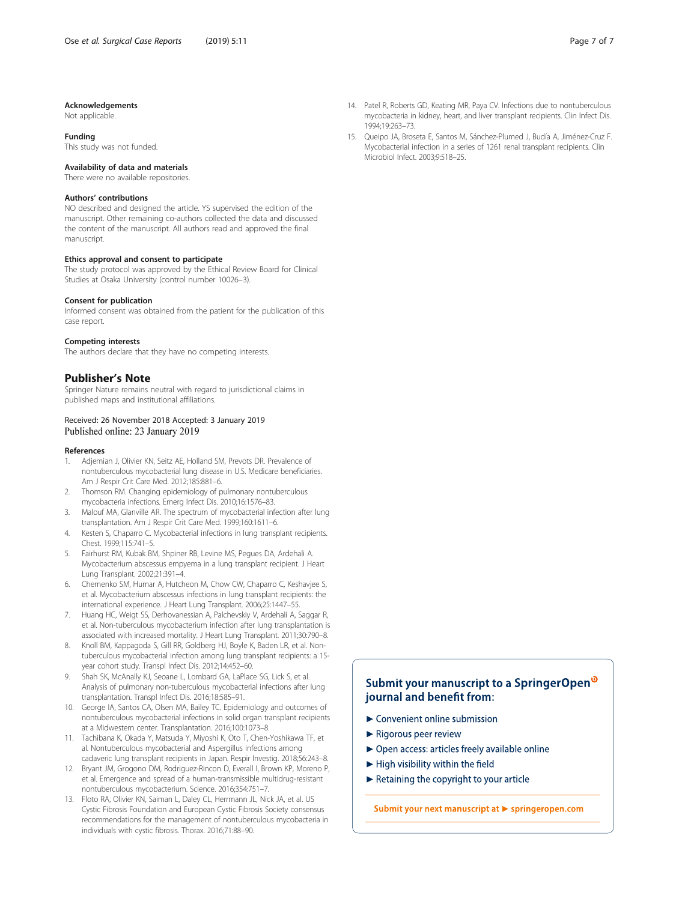### Acknowledgements

Not applicable.

### Funding

This study was not funded.

### Availability of data and materials

There were no available repositories.

### Authors' contributions

NO described and designed the article. YS supervised the edition of the manuscript. Other remaining co-authors collected the data and discussed the content of the manuscript. All authors read and approved the final manuscript.

### Ethics approval and consent to participate

The study protocol was approved by the Ethical Review Board for Clinical Studies at Osaka University (control number 10026–3).

### Consent for publication

Informed consent was obtained from the patient for the publication of this case report.

### Competing interests

The authors declare that they have no competing interests.

## Publisher's Note

Springer Nature remains neutral with regard to jurisdictional claims in published maps and institutional affiliations.

Received: 26 November 2018 Accepted: 3 January 2019
Published online: 23 January 2019

### References

1. Adjemian J, Olivier KN, Seitz AE, Holland SM, Prevots DR. Prevalence of nontuberculous mycobacterial lung disease in U.S. Medicare beneficiaries. Am J Respir Crit Care Med. 2012;185:881–6.
2. Thomson RM. Changing epidemiology of pulmonary nontuberculous mycobacteria infections. Emerg Infect Dis. 2010;16:1576–83.
3. Malouf MA, Glanville AR. The spectrum of mycobacterial infection after lung transplantation. Am J Respir Crit Care Med. 1999;160:1611–6.
4. Kesten S, Chaparro C. Mycobacterial infections in lung transplant recipients. Chest. 1999;115:741–5.
5. Fairhurst RM, Kubak BM, Shpiner RB, Levine MS, Pegues DA, Ardehali A. Mycobacterium abscessus empyema in a lung transplant recipient. J Heart Lung Transplant. 2002;21:391–4.
6. Chernenko SM, Humar A, Hutcheon M, Chow CW, Chaparro C, Keshavjee S, et al. Mycobacterium abscessus infections in lung transplant recipients: the international experience. J Heart Lung Transplant. 2006;25:1447–55.
7. Huang HC, Weigt SS, Derhovanessian A, Palchevskiy V, Ardehali A, Saggar R, et al. Non-tuberculous mycobacterium infection after lung transplantation is associated with increased mortality. J Heart Lung Transplant. 2011;30:790–8.
8. Knoll BM, Kappagoda S, Gill RR, Goldberg HJ, Boyle K, Baden LR, et al. Non-tuberculous mycobacterial infection among lung transplant recipients: a 15-year cohort study. Transpl Infect Dis. 2012;14:452–60.
9. Shah SK, McAnally KJ, Seoane L, Lombard GA, LaPlace SG, Lick S, et al. Analysis of pulmonary non-tuberculous mycobacterial infections after lung transplantation. Transpl Infect Dis. 2016;18:585–91.
10. George IA, Santos CA, Olsen MA, Bailey TC. Epidemiology and outcomes of nontuberculous mycobacterial infections in solid organ transplant recipients at a Midwestern center. Transplantation. 2016;100:1073–8.
11. Tachibana K, Okada Y, Matsuda Y, Miyoshi K, Oto T, Chen-Yoshikawa TF, et al. Nontuberculous mycobacterial and Aspergillus infections among cadaveric lung transplant recipients in Japan. Respir Investig. 2018;56:243–8.
12. Bryant JM, Grogono DM, Rodriguez-Rincon D, Everall I, Brown KP, Moreno P, et al. Emergence and spread of a human-transmissible multidrug-resistant nontuberculous mycobacterium. Science. 2016;354:751–7.
13. Floto RA, Olivier KN, Saiman L, Daley CL, Herrmann JL, Nick JA, et al. US Cystic Fibrosis Foundation and European Cystic Fibrosis Society consensus recommendations for the management of nontuberculous mycobacteria in individuals with cystic fibrosis. Thorax. 2016;71:88–90.
14. Patel R, Roberts GD, Keating MR, Paya CV. Infections due to nontuberculous mycobacteria in kidney, heart, and liver transplant recipients. Clin Infect Dis. 1994;19:263–73.
15. Queipo JA, Broseta E, Santos M, Sánchez-Plumed J, Budía A, Jiménez-Cruz F. Mycobacterial infection in a series of 1261 renal transplant recipients. Clin Microbiol Infect. 2003;9:518–25.

**Submit your manuscript to a SpringerOpen journal and benefit from:**

- Convenient online submission
- Rigorous peer review
- Open access: articles freely available online
- High visibility within the field
- Retaining the copyright to your article

Submit your next manuscript at ▶ springeropen.com